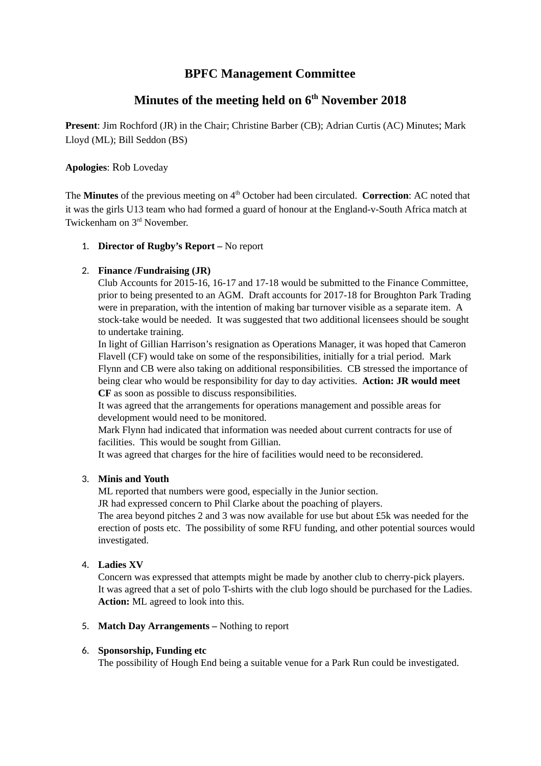# BPFC Management Committee

## Minutes of the meeting held on 6th November 2018

**Present**: Jim Rochford (JR) in the Chair; Christine Barber (CB); Adrian Curtis (AC) Minutes; Mark Lloyd (ML); Bill Seddon (BS)

**Apologies**: Rob Loveday

The **Minutes** of the previous meeting on 4th October had been circulated. **Correction**: AC noted that it was the girls U13 team who had formed a guard of honour at the England-v-South Africa match at Twickenham on 3rd November.

1. **Director of Rugby's Report –** No report

2. **Finance /Fundraising (JR)**
   Club Accounts for 2015-16, 16-17 and 17-18 would be submitted to the Finance Committee, prior to being presented to an AGM. Draft accounts for 2017-18 for Broughton Park Trading were in preparation, with the intention of making bar turnover visible as a separate item. A stock-take would be needed. It was suggested that two additional licensees should be sought to undertake training.
   In light of Gillian Harrison's resignation as Operations Manager, it was hoped that Cameron Flavell (CF) would take on some of the responsibilities, initially for a trial period. Mark Flynn and CB were also taking on additional responsibilities. CB stressed the importance of being clear who would be responsibility for day to day activities. **Action: JR would meet CF** as soon as possible to discuss responsibilities.
   It was agreed that the arrangements for operations management and possible areas for development would need to be monitored.
   Mark Flynn had indicated that information was needed about current contracts for use of facilities. This would be sought from Gillian.
   It was agreed that charges for the hire of facilities would need to be reconsidered.

3. **Minis and Youth**
   ML reported that numbers were good, especially in the Junior section.
   JR had expressed concern to Phil Clarke about the poaching of players.
   The area beyond pitches 2 and 3 was now available for use but about £5k was needed for the erection of posts etc. The possibility of some RFU funding, and other potential sources would investigated.

4. **Ladies XV**
   Concern was expressed that attempts might be made by another club to cherry-pick players.
   It was agreed that a set of polo T-shirts with the club logo should be purchased for the Ladies.
   **Action:** ML agreed to look into this.

5. **Match Day Arrangements –** Nothing to report

6. **Sponsorship, Funding etc**
   The possibility of Hough End being a suitable venue for a Park Run could be investigated.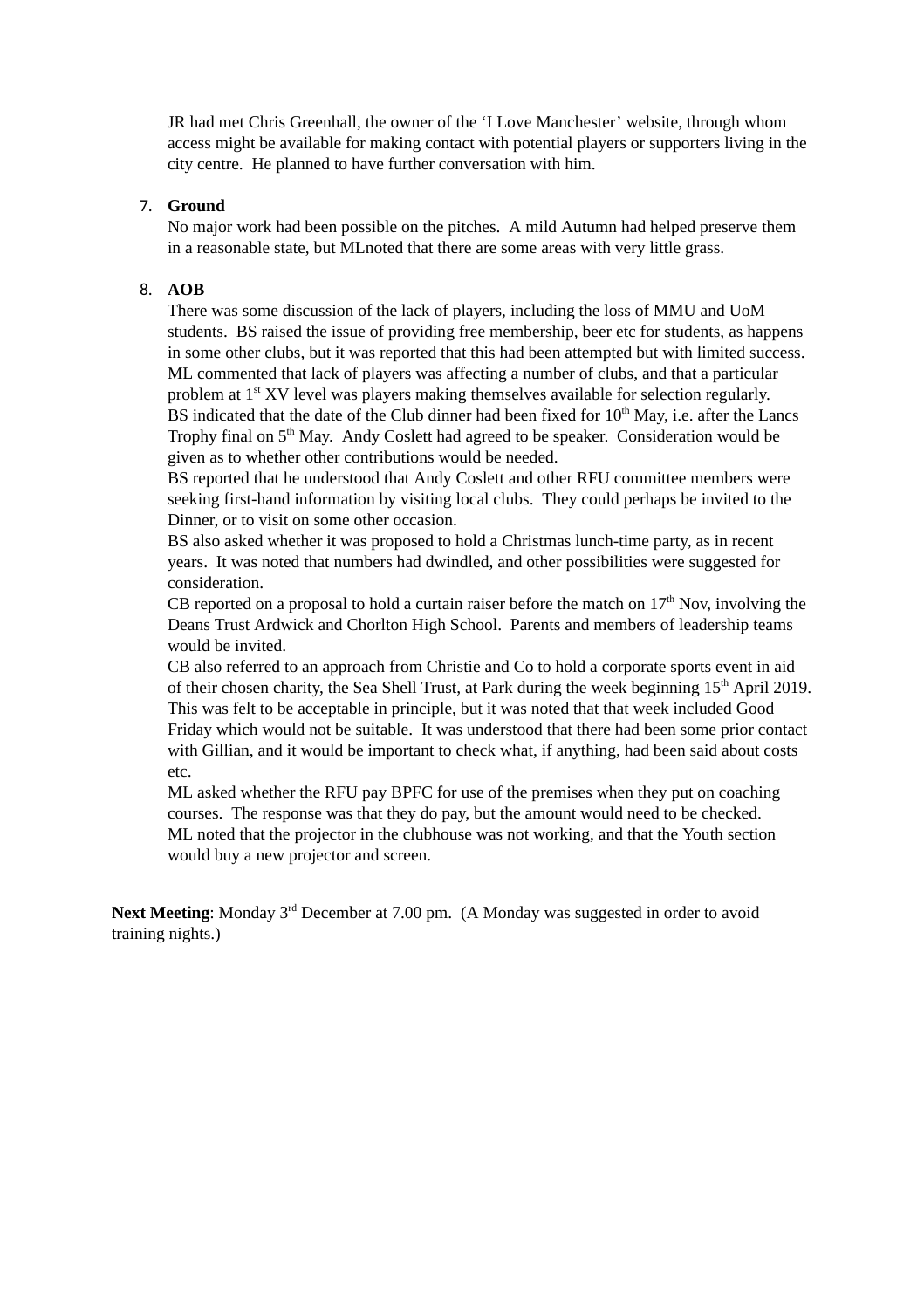JR had met Chris Greenhall, the owner of the 'I Love Manchester' website, through whom access might be available for making contact with potential players or supporters living in the city centre. He planned to have further conversation with him.

7. **Ground**

   No major work had been possible on the pitches. A mild Autumn had helped preserve them in a reasonable state, but MLnoted that there are some areas with very little grass.

8. **AOB**

   There was some discussion of the lack of players, including the loss of MMU and UoM students. BS raised the issue of providing free membership, beer etc for students, as happens in some other clubs, but it was reported that this had been attempted but with limited success. ML commented that lack of players was affecting a number of clubs, and that a particular problem at 1st XV level was players making themselves available for selection regularly.
   BS indicated that the date of the Club dinner had been fixed for 10th May, i.e. after the Lancs Trophy final on 5th May. Andy Coslett had agreed to be speaker. Consideration would be given as to whether other contributions would be needed.
   BS reported that he understood that Andy Coslett and other RFU committee members were seeking first-hand information by visiting local clubs. They could perhaps be invited to the Dinner, or to visit on some other occasion.
   BS also asked whether it was proposed to hold a Christmas lunch-time party, as in recent years. It was noted that numbers had dwindled, and other possibilities were suggested for consideration.
   CB reported on a proposal to hold a curtain raiser before the match on 17th Nov, involving the Deans Trust Ardwick and Chorlton High School. Parents and members of leadership teams would be invited.
   CB also referred to an approach from Christie and Co to hold a corporate sports event in aid of their chosen charity, the Sea Shell Trust, at Park during the week beginning 15th April 2019. This was felt to be acceptable in principle, but it was noted that that week included Good Friday which would not be suitable. It was understood that there had been some prior contact with Gillian, and it would be important to check what, if anything, had been said about costs etc.
   ML asked whether the RFU pay BPFC for use of the premises when they put on coaching courses. The response was that they do pay, but the amount would need to be checked.
   ML noted that the projector in the clubhouse was not working, and that the Youth section would buy a new projector and screen.

**Next Meeting**: Monday 3rd December at 7.00 pm. (A Monday was suggested in order to avoid training nights.)